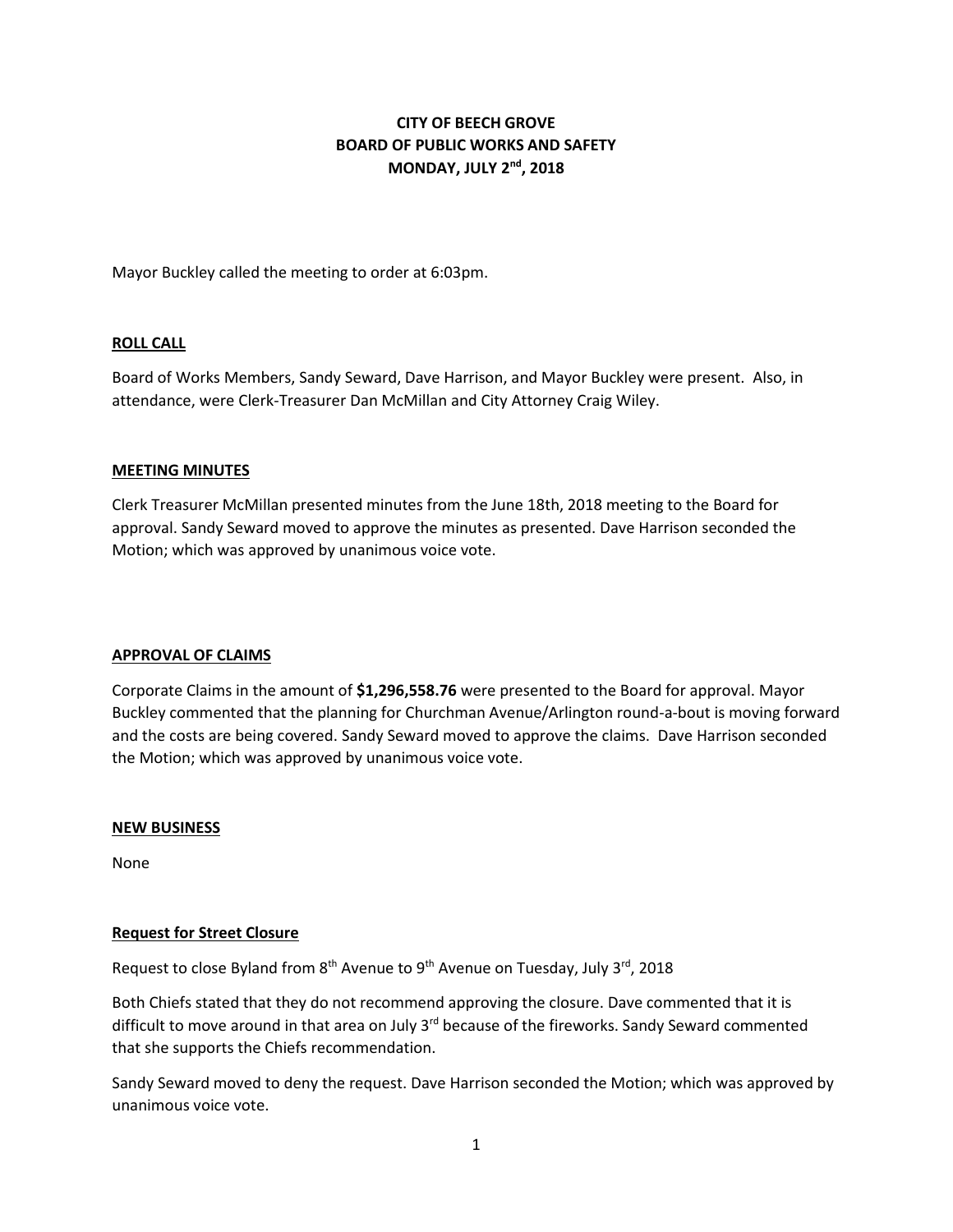# CITY OF BEECH GROVE
# BOARD OF PUBLIC WORKS AND SAFETY
# MONDAY, JULY 2nd, 2018

Mayor Buckley called the meeting to order at 6:03pm.

## ROLL CALL

Board of Works Members, Sandy Seward, Dave Harrison, and Mayor Buckley were present. Also, in attendance, were Clerk-Treasurer Dan McMillan and City Attorney Craig Wiley.

## MEETING MINUTES

Clerk Treasurer McMillan presented minutes from the June 18th, 2018 meeting to the Board for approval. Sandy Seward moved to approve the minutes as presented. Dave Harrison seconded the Motion; which was approved by unanimous voice vote.

## APPROVAL OF CLAIMS

Corporate Claims in the amount of **$1,296,558.76** were presented to the Board for approval. Mayor Buckley commented that the planning for Churchman Avenue/Arlington round-a-bout is moving forward and the costs are being covered. Sandy Seward moved to approve the claims. Dave Harrison seconded the Motion; which was approved by unanimous voice vote.

## NEW BUSINESS

None

### Request for Street Closure

Request to close Byland from 8th Avenue to 9th Avenue on Tuesday, July 3rd, 2018

Both Chiefs stated that they do not recommend approving the closure. Dave commented that it is difficult to move around in that area on July 3rd because of the fireworks. Sandy Seward commented that she supports the Chiefs recommendation.

Sandy Seward moved to deny the request. Dave Harrison seconded the Motion; which was approved by unanimous voice vote.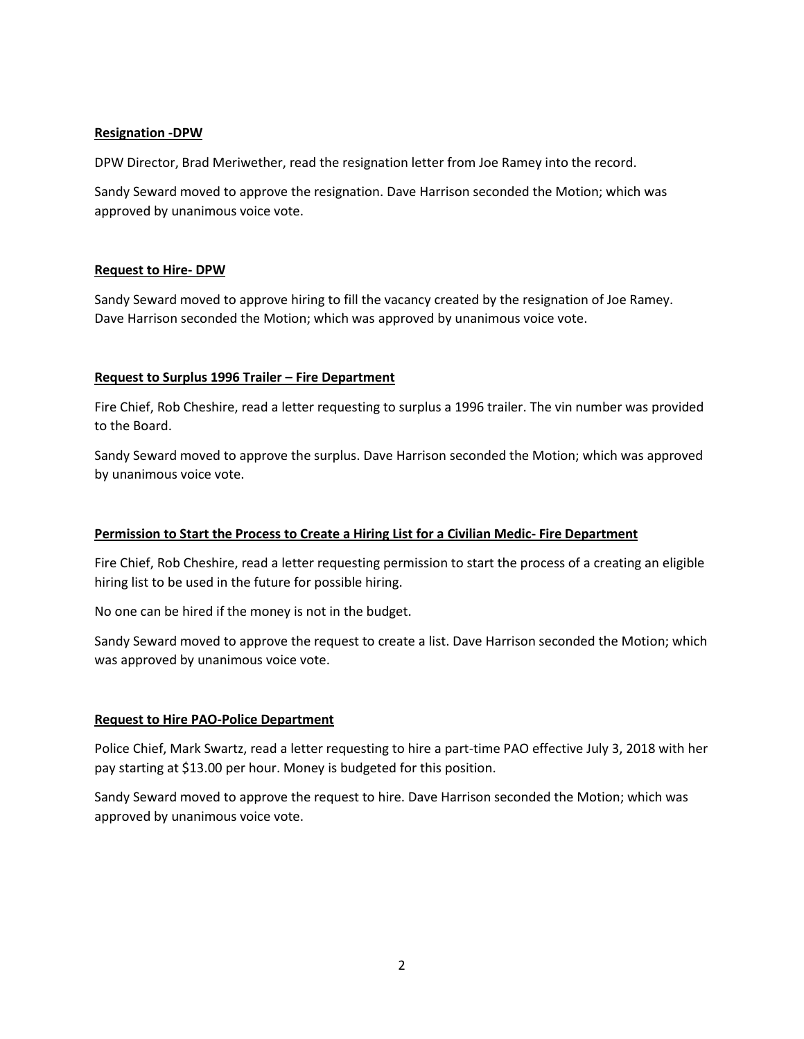**Resignation -DPW**

DPW Director, Brad Meriwether, read the resignation letter from Joe Ramey into the record.

Sandy Seward moved to approve the resignation. Dave Harrison seconded the Motion; which was approved by unanimous voice vote.

**Request to Hire- DPW**

Sandy Seward moved to approve hiring to fill the vacancy created by the resignation of Joe Ramey. Dave Harrison seconded the Motion; which was approved by unanimous voice vote.

**Request to Surplus 1996 Trailer – Fire Department**

Fire Chief, Rob Cheshire, read a letter requesting to surplus a 1996 trailer. The vin number was provided to the Board.

Sandy Seward moved to approve the surplus. Dave Harrison seconded the Motion; which was approved by unanimous voice vote.

**Permission to Start the Process to Create a Hiring List for a Civilian Medic- Fire Department**

Fire Chief, Rob Cheshire, read a letter requesting permission to start the process of a creating an eligible hiring list to be used in the future for possible hiring.

No one can be hired if the money is not in the budget.

Sandy Seward moved to approve the request to create a list. Dave Harrison seconded the Motion; which was approved by unanimous voice vote.

**Request to Hire PAO-Police Department**

Police Chief, Mark Swartz, read a letter requesting to hire a part-time PAO effective July 3, 2018 with her pay starting at $13.00 per hour. Money is budgeted for this position.

Sandy Seward moved to approve the request to hire. Dave Harrison seconded the Motion; which was approved by unanimous voice vote.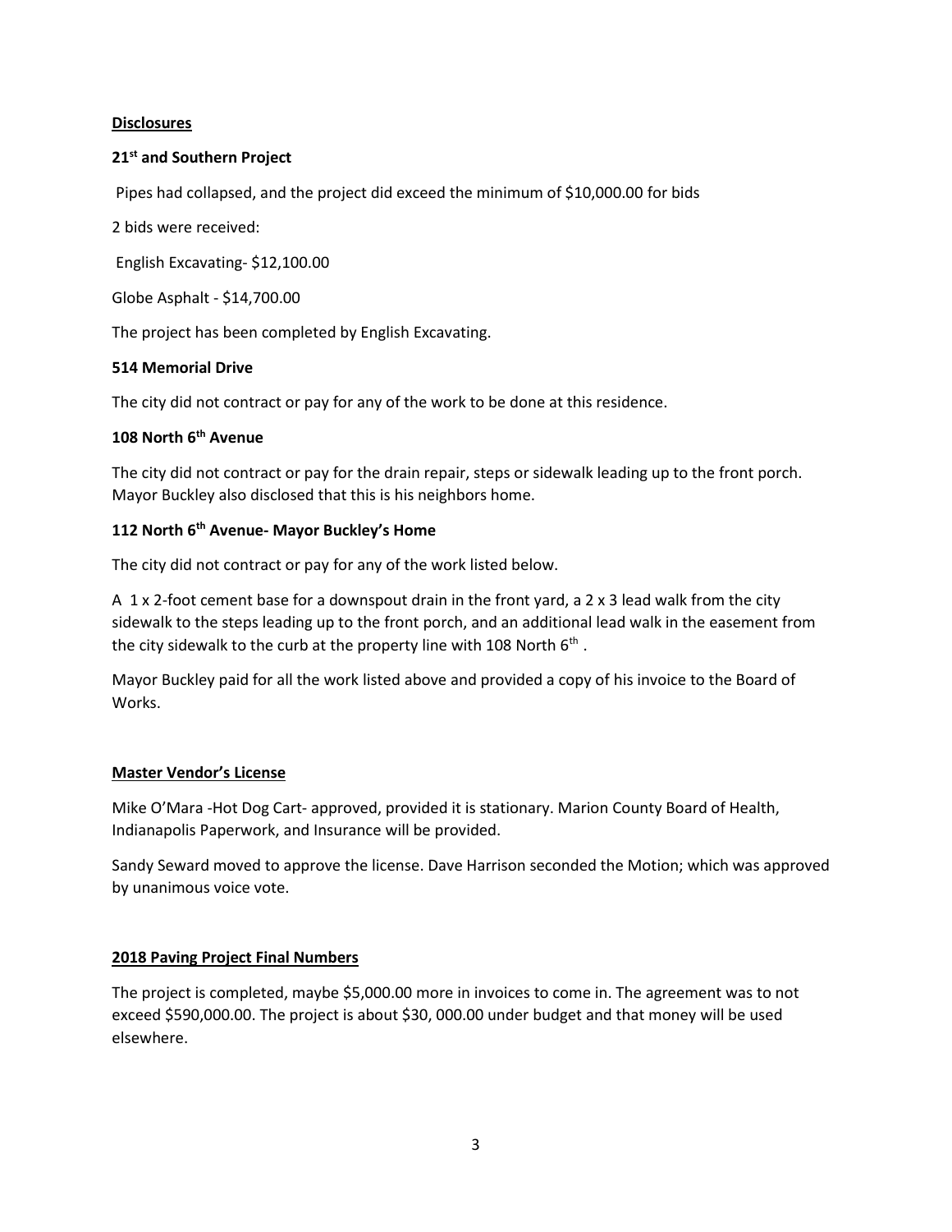## Disclosures

### 21st and Southern Project

Pipes had collapsed, and the project did exceed the minimum of $10,000.00 for bids

2 bids were received:

English Excavating- $12,100.00

Globe Asphalt - $14,700.00

The project has been completed by English Excavating.

### 514 Memorial Drive

The city did not contract or pay for any of the work to be done at this residence.

### 108 North 6th Avenue

The city did not contract or pay for the drain repair, steps or sidewalk leading up to the front porch. Mayor Buckley also disclosed that this is his neighbors home.

### 112 North 6th Avenue- Mayor Buckley's Home

The city did not contract or pay for any of the work listed below.

A 1 x 2-foot cement base for a downspout drain in the front yard, a 2 x 3 lead walk from the city sidewalk to the steps leading up to the front porch, and an additional lead walk in the easement from the city sidewalk to the curb at the property line with 108 North 6th .

Mayor Buckley paid for all the work listed above and provided a copy of his invoice to the Board of Works.

## Master Vendor's License

Mike O'Mara -Hot Dog Cart- approved, provided it is stationary. Marion County Board of Health, Indianapolis Paperwork, and Insurance will be provided.

Sandy Seward moved to approve the license. Dave Harrison seconded the Motion; which was approved by unanimous voice vote.

## 2018 Paving Project Final Numbers

The project is completed, maybe $5,000.00 more in invoices to come in. The agreement was to not exceed $590,000.00. The project is about $30, 000.00 under budget and that money will be used elsewhere.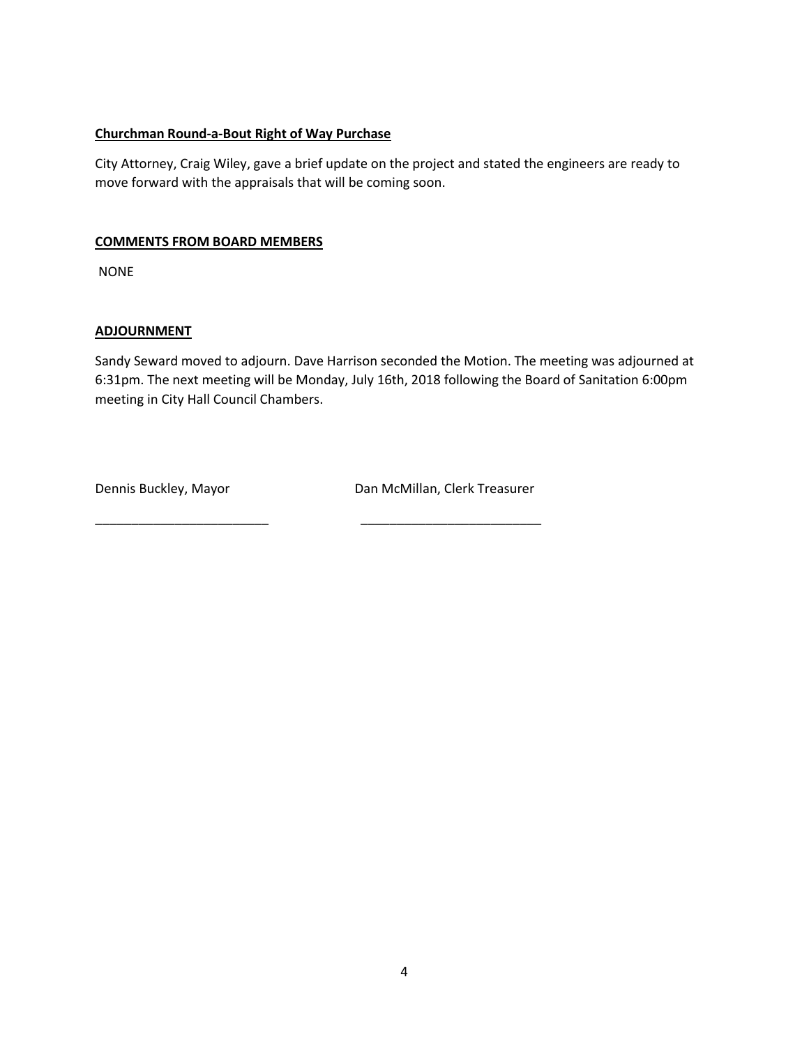**Churchman Round-a-Bout Right of Way Purchase**

City Attorney, Craig Wiley, gave a brief update on the project and stated the engineers are ready to move forward with the appraisals that will be coming soon.

**COMMENTS FROM BOARD MEMBERS**

NONE

**ADJOURNMENT**

Sandy Seward moved to adjourn. Dave Harrison seconded the Motion. The meeting was adjourned at 6:31pm. The next meeting will be Monday, July 16th, 2018 following the Board of Sanitation 6:00pm meeting in City Hall Council Chambers.

Dennis Buckley, Mayor

________________________

Dan McMillan, Clerk Treasurer

_________________________